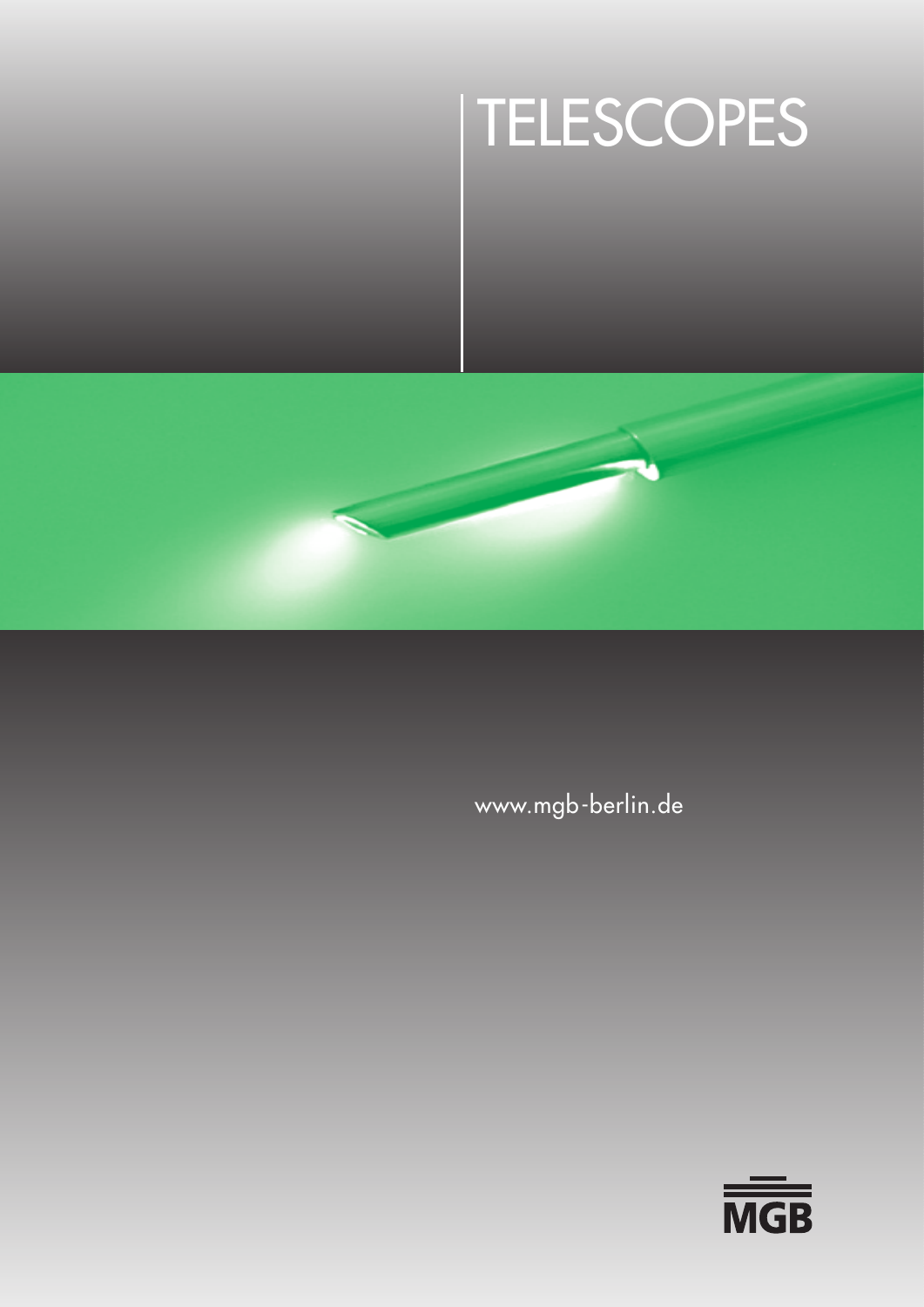# TELESCOPES

www.mgb-berlin.de

MGB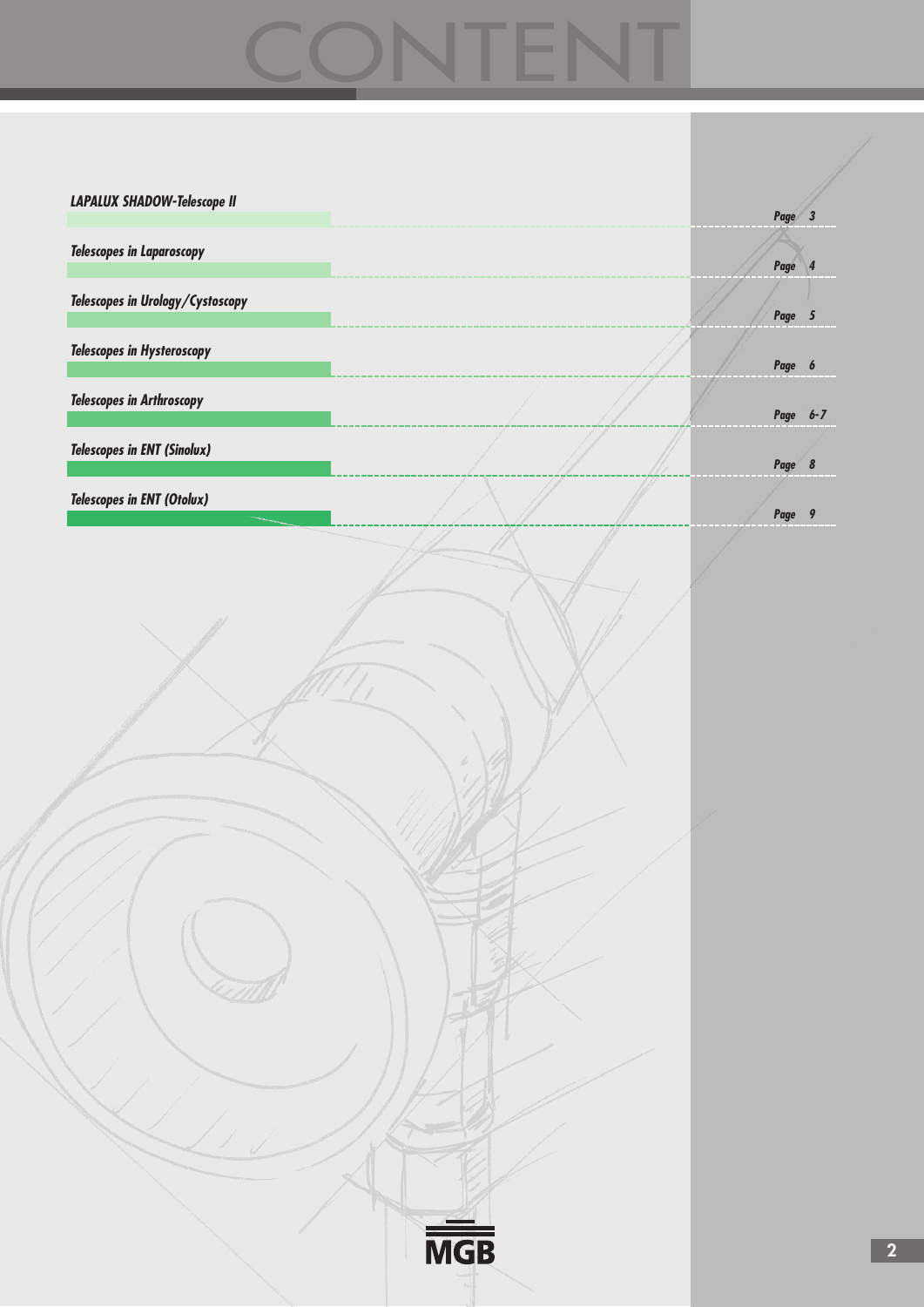# CONTENT

| | |
|---|---|
| *LAPALUX SHADOW-Telescope II* | *Page 3* |
| *Telescopes in Laparoscopy* | *Page 4* |
| *Telescopes in Urology/Cystoscopy* | *Page 5* |
| *Telescopes in Hysteroscopy* | *Page 6* |
| *Telescopes in Arthroscopy* | *Page 6-7* |
| *Telescopes in ENT (Sinolux)* | *Page 8* |
| *Telescopes in ENT (Otolux)* | *Page 9* |

MGB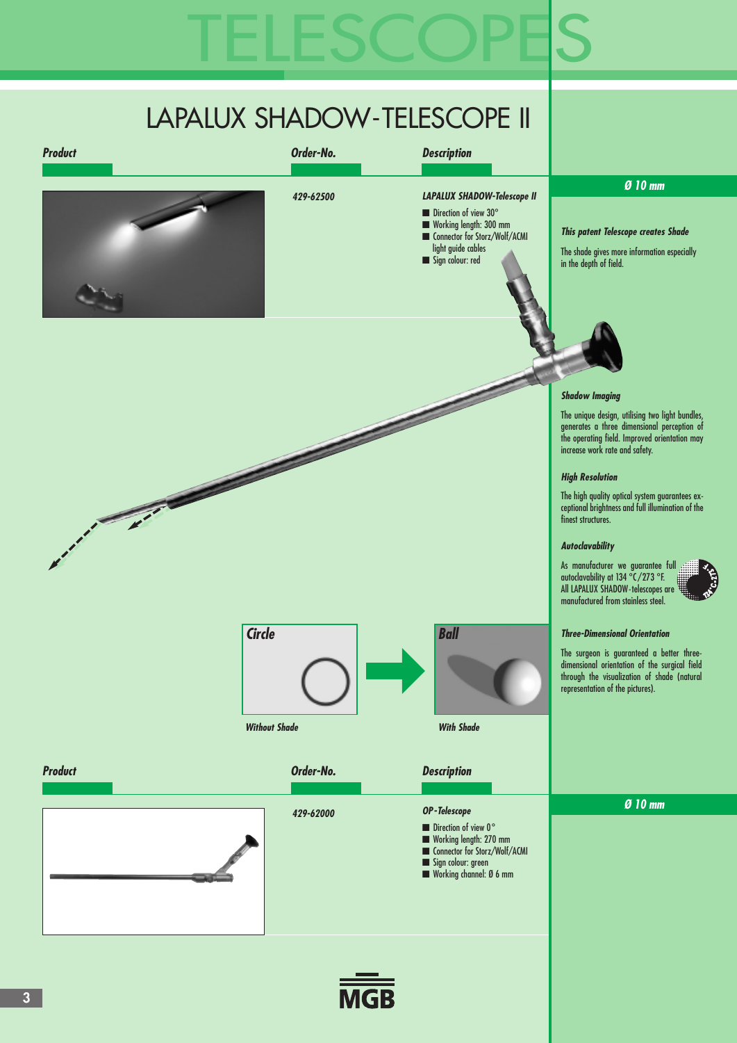# TELESCOPES

## LAPALUX SHADOW-TELESCOPE II

| Product | Order-No. | Description |
|---|---|---|
| | 429-62500 | ***LAPALUX SHADOW-Telescope II*** ■ Direction of view 30° ■ Working length: 300 mm ■ Connector for Storz/Wolf/ACMI light guide cables ■ Sign colour: red |

**Ø 10 mm**

***This patent Telescope creates Shade***

The shade gives more information especially in the depth of field.

***Shadow Imaging***

The unique design, utilising two light bundles, generates a three dimensional perception of the operating field. Improved orientation may increase work rate and safety.

***High Resolution***

The high quality optical system guarantees exceptional brightness and full illumination of the finest structures.

***Autoclavability***

As manufacturer we guarantee full autoclavability at 134 °C/273 °F. All LAPALUX SHADOW-telescopes are manufactured from stainless steel.

***Three-Dimensional Orientation***

The surgeon is guaranteed a better three-dimensional orientation of the surgical field through the visualization of shade (natural representation of the pictures).

***Circle***

*Without Shade*

***Ball***

*With Shade*

| Product | Order-No. | Description |
|---|---|---|
| | 429-62000 | ***OP-Telescope*** ■ Direction of view 0° ■ Working length: 270 mm ■ Connector for Storz/Wolf/ACMI ■ Sign colour: green ■ Working channel: Ø 6 mm |

**Ø 10 mm**

MGB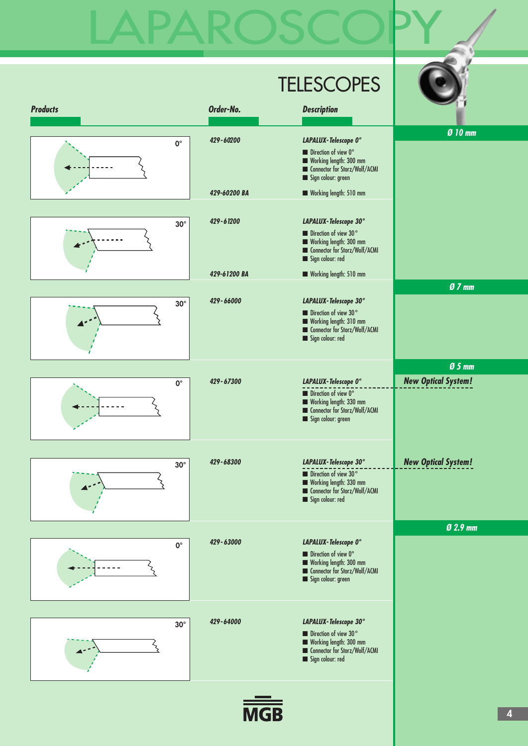# LAPAROSCOPY

## TELESCOPES

| Products | Order-No. | Description | |
|---|---|---|---|
| 0° | 429-60200 | **LAPALUX-Telescope 0°**<br>■ Direction of view 0°<br>■ Working length: 300 mm<br>■ Connector for Storz/Wolf/ACMI<br>■ Sign colour: green | Ø 10 mm |
| | 429-60200 BA | ■ Working length: 510 mm | |
| 30° | 429-61200 | **LAPALUX-Telescope 30°**<br>■ Direction of view 30°<br>■ Working length: 300 mm<br>■ Connector for Storz/Wolf/ACMI<br>■ Sign colour: red | |
| | 429-61200 BA | ■ Working length: 510 mm | |
| 30° | 429-66000 | **LAPALUX-Telescope 30°**<br>■ Direction of view 30°<br>■ Working length: 310 mm<br>■ Connector for Storz/Wolf/ACMI<br>■ Sign colour: red | Ø 7 mm |
| 0° | 429-67300 | **LAPALUX-Telescope 0°**<br>■ Direction of view 0°<br>■ Working length: 330 mm<br>■ Connector for Storz/Wolf/ACMI<br>■ Sign colour: green | Ø 5 mm<br>New Optical System! |
| 30° | 429-68300 | **LAPALUX-Telescope 30°**<br>■ Direction of view 30°<br>■ Working length: 330 mm<br>■ Connector for Storz/Wolf/ACMI<br>■ Sign colour: red | New Optical System! |
| 0° | 429-63000 | **LAPALUX-Telescope 0°**<br>■ Direction of view 0°<br>■ Working length: 300 mm<br>■ Connector for Storz/Wolf/ACMI<br>■ Sign colour: green | Ø 2.9 mm |
| 30° | 429-64000 | **LAPALUX-Telescope 30°**<br>■ Direction of view 30°<br>■ Working length: 300 mm<br>■ Connector for Storz/Wolf/ACMI<br>■ Sign colour: red | |

MGB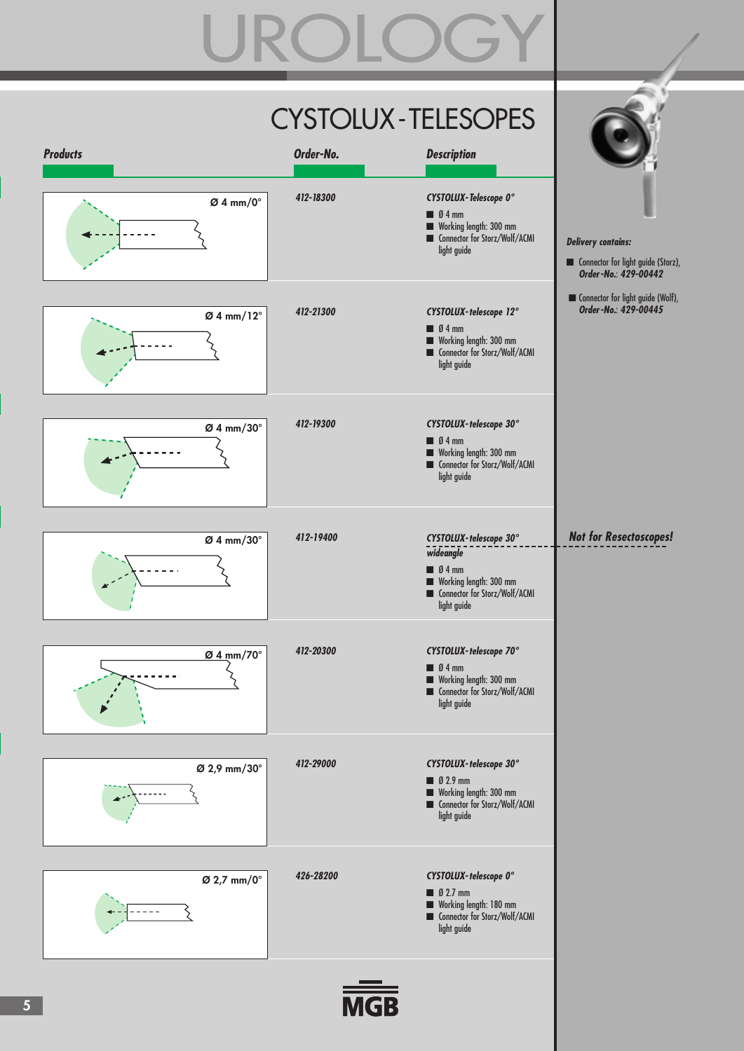# UROLOGY

## CYSTOLUX-TELESOPES

| Products | Order-No. | Description |
|---|---|---|
| Ø 4 mm/0° | 412-18300 | *CYSTOLUX-Telescope 0°*<br>■ Ø 4 mm<br>■ Working length: 300 mm<br>■ Connector for Storz/Wolf/ACMI light guide |
| Ø 4 mm/12° | 412-21300 | *CYSTOLUX-telescope 12°*<br>■ Ø 4 mm<br>■ Working length: 300 mm<br>■ Connector for Storz/Wolf/ACMI light guide |
| Ø 4 mm/30° | 412-19300 | *CYSTOLUX-telescope 30°*<br>■ Ø 4 mm<br>■ Working length: 300 mm<br>■ Connector for Storz/Wolf/ACMI light guide |
| Ø 4 mm/30° | 412-19400 | *CYSTOLUX-telescope 30° wideangle*<br>■ Ø 4 mm<br>■ Working length: 300 mm<br>■ Connector for Storz/Wolf/ACMI light guide |
| Ø 4 mm/70° | 412-20300 | *CYSTOLUX-telescope 70°*<br>■ Ø 4 mm<br>■ Working length: 300 mm<br>■ Connector for Storz/Wolf/ACMI light guide |
| Ø 2,9 mm/30° | 412-29000 | *CYSTOLUX-telescope 30°*<br>■ Ø 2.9 mm<br>■ Working length: 300 mm<br>■ Connector for Storz/Wolf/ACMI light guide |
| Ø 2,7 mm/0° | 426-28200 | *CYSTOLUX-telescope 0°*<br>■ Ø 2.7 mm<br>■ Working length: 180 mm<br>■ Connector for Storz/Wolf/ACMI light guide |

***Delivery contains:***

- Connector for light guide (Storz), ***Order-No.: 429-00442***
- Connector for light guide (Wolf), ***Order-No.: 429-00445***

***Not for Resectoscopes!***

MGB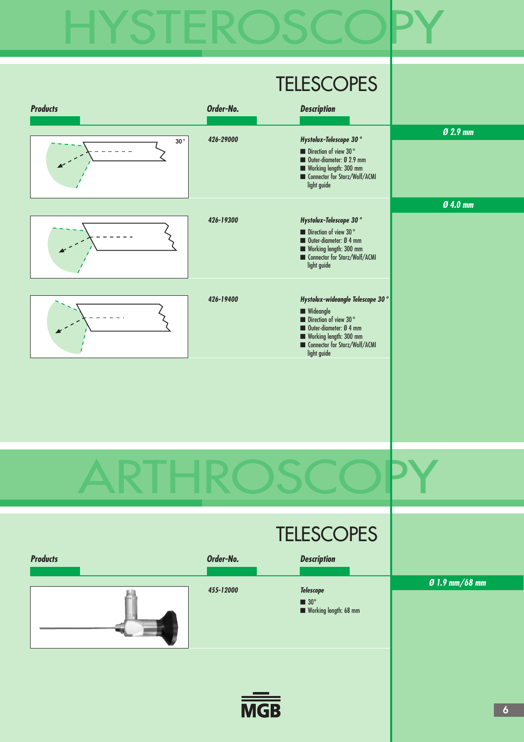# HYSTEROSCOPY

## TELESCOPES

| Products | Order-No. | Description | |
|---|---|---|---|
| 30° | 426-29000 | ***Hystolux-Telescope 30°***<br>■ Direction of view 30°<br>■ Outer-diameter: Ø 2.9 mm<br>■ Working length: 300 mm<br>■ Connector for Storz/Wolf/ACMI light guide | ***Ø 2.9 mm*** |
| | 426-19300 | ***Hystolux-Telescope 30°***<br>■ Direction of view 30°<br>■ Outer-diameter: Ø 4 mm<br>■ Working length: 300 mm<br>■ Connector for Storz/Wolf/ACMI light guide | ***Ø 4.0 mm*** |
| | 426-19400 | ***Hystolux-wideangle Telescope 30°***<br>■ Wideangle<br>■ Direction of view 30°<br>■ Outer-diameter: Ø 4 mm<br>■ Working length: 300 mm<br>■ Connector for Storz/Wolf/ACMI light guide | |

# ARTHROSCOPY

## TELESCOPES

| Products | Order-No. | Description | |
|---|---|---|---|
| | 455-12000 | ***Telescope***<br>■ 30°<br>■ Working length: 68 mm | ***Ø 1.9 mm/68 mm*** |

MGB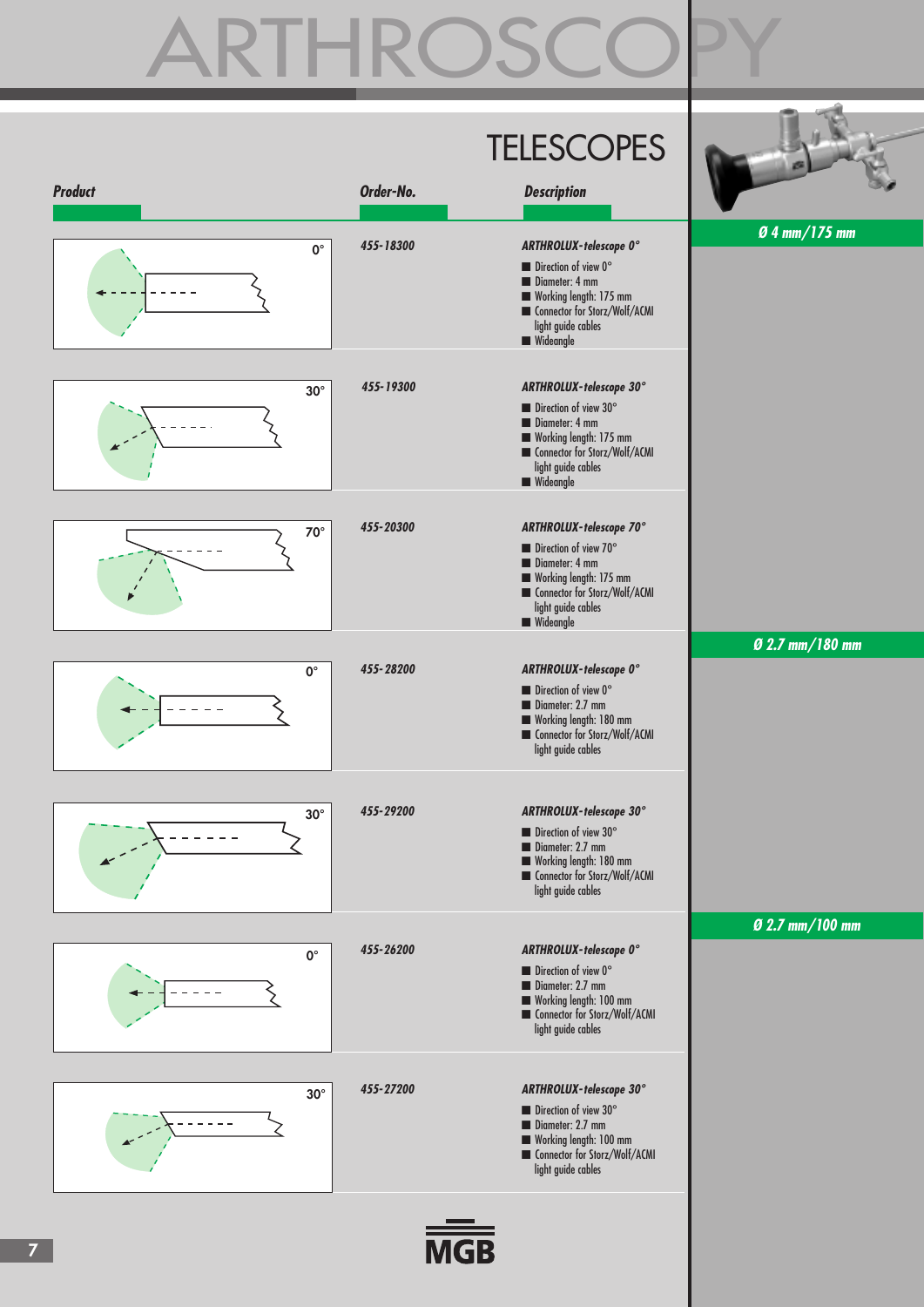# ARTHROSCOPY

## TELESCOPES

| Product | Order-No. | Description |
|---|---|---|
| 0° | 455-18300 | ***ARTHROLUX-telescope 0°***<br>■ Direction of view 0°<br>■ Diameter: 4 mm<br>■ Working length: 175 mm<br>■ Connector for Storz/Wolf/ACMI light guide cables<br>■ Wideangle |
| 30° | 455-19300 | ***ARTHROLUX-telescope 30°***<br>■ Direction of view 30°<br>■ Diameter: 4 mm<br>■ Working length: 175 mm<br>■ Connector for Storz/Wolf/ACMI light guide cables<br>■ Wideangle |
| 70° | 455-20300 | ***ARTHROLUX-telescope 70°***<br>■ Direction of view 70°<br>■ Diameter: 4 mm<br>■ Working length: 175 mm<br>■ Connector for Storz/Wolf/ACMI light guide cables<br>■ Wideangle |
| 0° | 455-28200 | ***ARTHROLUX-telescope 0°***<br>■ Direction of view 0°<br>■ Diameter: 2.7 mm<br>■ Working length: 180 mm<br>■ Connector for Storz/Wolf/ACMI light guide cables |
| 30° | 455-29200 | ***ARTHROLUX-telescope 30°***<br>■ Direction of view 30°<br>■ Diameter: 2.7 mm<br>■ Working length: 180 mm<br>■ Connector for Storz/Wolf/ACMI light guide cables |
| 0° | 455-26200 | ***ARTHROLUX-telescope 0°***<br>■ Direction of view 0°<br>■ Diameter: 2.7 mm<br>■ Working length: 100 mm<br>■ Connector for Storz/Wolf/ACMI light guide cables |
| 30° | 455-27200 | ***ARTHROLUX-telescope 30°***<br>■ Direction of view 30°<br>■ Diameter: 2.7 mm<br>■ Working length: 100 mm<br>■ Connector for Storz/Wolf/ACMI light guide cables |

***Ø 4 mm/175 mm***

***Ø 2.7 mm/180 mm***

***Ø 2.7 mm/100 mm***

MGB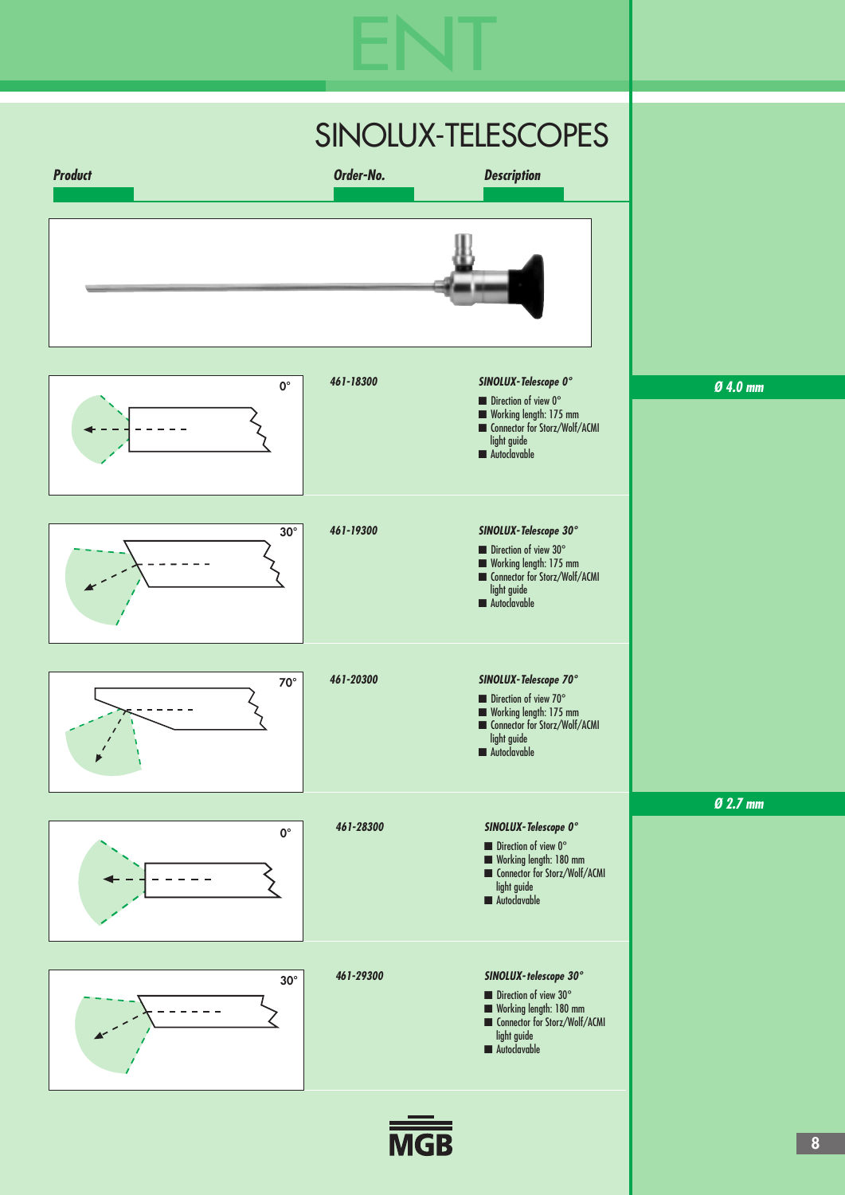# ENT

## SINOLUX-TELESCOPES

| Product | Order-No. | Description | |
|---|---|---|---|
| 0° | 461-18300 | ***SINOLUX-Telescope 0°***<br>■ Direction of view 0°<br>■ Working length: 175 mm<br>■ Connector for Storz/Wolf/ACMI light guide<br>■ Autoclavable | ***Ø 4.0 mm*** |
| 30° | 461-19300 | ***SINOLUX-Telescope 30°***<br>■ Direction of view 30°<br>■ Working length: 175 mm<br>■ Connector for Storz/Wolf/ACMI light guide<br>■ Autoclavable | |
| 70° | 461-20300 | ***SINOLUX-Telescope 70°***<br>■ Direction of view 70°<br>■ Working length: 175 mm<br>■ Connector for Storz/Wolf/ACMI light guide<br>■ Autoclavable | |
| 0° | 461-28300 | ***SINOLUX-Telescope 0°***<br>■ Direction of view 0°<br>■ Working length: 180 mm<br>■ Connector for Storz/Wolf/ACMI light guide<br>■ Autoclavable | ***Ø 2.7 mm*** |
| 30° | 461-29300 | ***SINOLUX-telescope 30°***<br>■ Direction of view 30°<br>■ Working length: 180 mm<br>■ Connector for Storz/Wolf/ACMI light guide<br>■ Autoclavable | |

MGB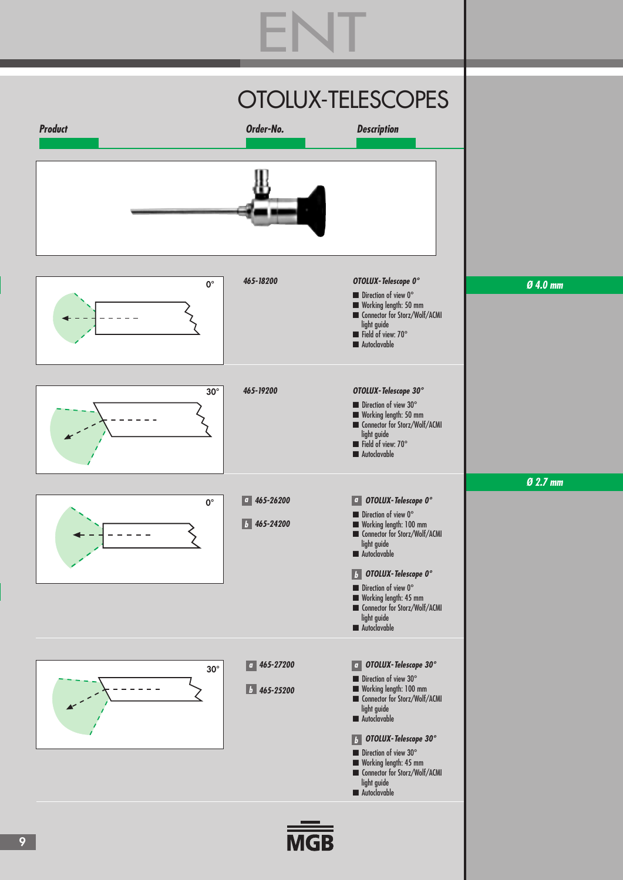# ENT

## OTOLUX-TELESCOPES

| Product | Order-No. | Description | |
|---|---|---|---|
| 0° | 465-18200 | ***OTOLUX-Telescope 0°*** <br>■ Direction of view 0° <br>■ Working length: 50 mm <br>■ Connector for Storz/Wolf/ACMI light guide <br>■ Field of view: 70° <br>■ Autoclavable | Ø 4.0 mm |
| 30° | 465-19200 | ***OTOLUX-Telescope 30°*** <br>■ Direction of view 30° <br>■ Working length: 50 mm <br>■ Connector for Storz/Wolf/ACMI light guide <br>■ Field of view: 70° <br>■ Autoclavable | |
| 0° | a 465-26200 <br>b 465-24200 | a ***OTOLUX-Telescope 0°*** <br>■ Direction of view 0° <br>■ Working length: 100 mm <br>■ Connector for Storz/Wolf/ACMI light guide <br>■ Autoclavable <br><br>b ***OTOLUX-Telescope 0°*** <br>■ Direction of view 0° <br>■ Working length: 45 mm <br>■ Connector for Storz/Wolf/ACMI light guide <br>■ Autoclavable | Ø 2.7 mm |
| 30° | a 465-27200 <br>b 465-25200 | a ***OTOLUX-Telescope 30°*** <br>■ Direction of view 30° <br>■ Working length: 100 mm <br>■ Connector for Storz/Wolf/ACMI light guide <br>■ Autoclavable <br><br>b ***OTOLUX-Telescope 30°*** <br>■ Direction of view 30° <br>■ Working length: 45 mm <br>■ Connector for Storz/Wolf/ACMI light guide <br>■ Autoclavable | |

MGB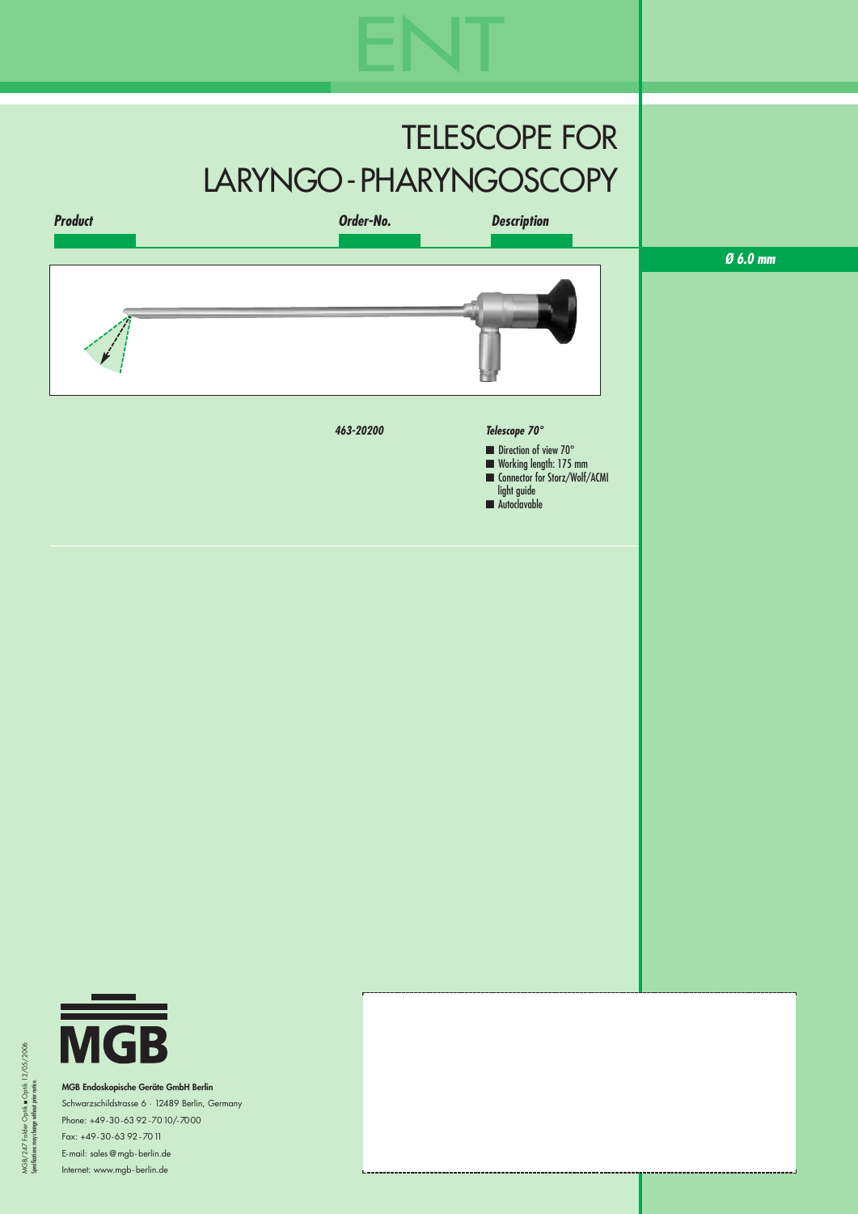ENT

# TELESCOPE FOR LARYNGO-PHARYNGOSCOPY

| Product | Order-No. | Description |
|---|---|---|
| | 463-20200 | ***Telescope 70°*** |

**Ø 6.0 mm**

- Direction of view 70°
- Working length: 175 mm
- Connector for Storz/Wolf/ACMI light guide
- Autoclavable

MGB

**MGB Endoskopische Geräte GmbH Berlin**
Schwarzschildstrasse 6 · 12489 Berlin, Germany
Phone: +49-30-63 92-70 10/-70 00
Fax: +49-30-63 92-70 11
E-mail: sales@mgb-berlin.de
Internet: www.mgb-berlin.de

MGB/247 Folder Optik ■ Optik 12/05/2006
Specifications may change without prior notice.